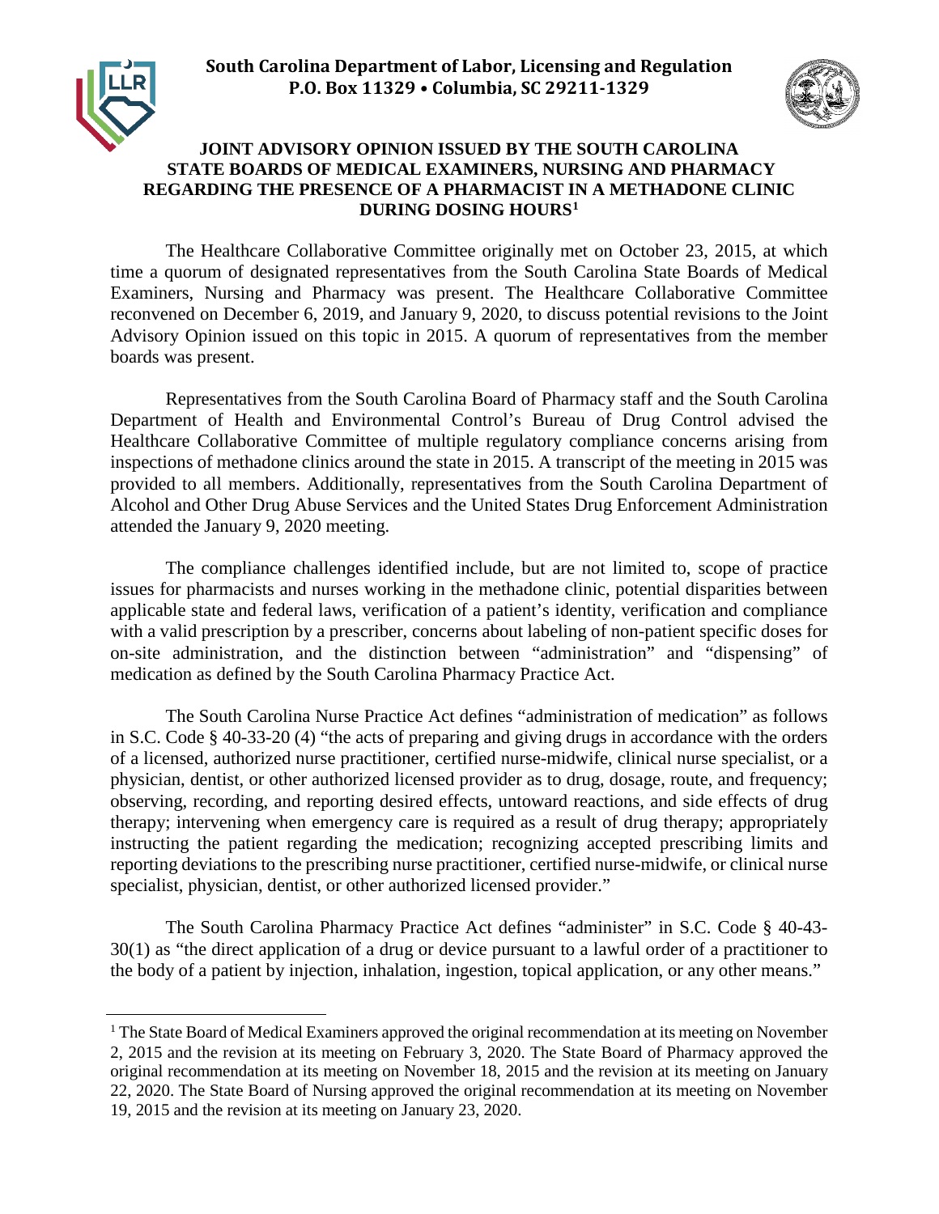**South Carolina Department of Labor, Licensing and Regulation**
**P.O. Box 11329 • Columbia, SC 29211-1329**

# JOINT ADVISORY OPINION ISSUED BY THE SOUTH CAROLINA STATE BOARDS OF MEDICAL EXAMINERS, NURSING AND PHARMACY REGARDING THE PRESENCE OF A PHARMACIST IN A METHADONE CLINIC DURING DOSING HOURS[1]

The Healthcare Collaborative Committee originally met on October 23, 2015, at which time a quorum of designated representatives from the South Carolina State Boards of Medical Examiners, Nursing and Pharmacy was present. The Healthcare Collaborative Committee reconvened on December 6, 2019, and January 9, 2020, to discuss potential revisions to the Joint Advisory Opinion issued on this topic in 2015. A quorum of representatives from the member boards was present.

Representatives from the South Carolina Board of Pharmacy staff and the South Carolina Department of Health and Environmental Control's Bureau of Drug Control advised the Healthcare Collaborative Committee of multiple regulatory compliance concerns arising from inspections of methadone clinics around the state in 2015. A transcript of the meeting in 2015 was provided to all members. Additionally, representatives from the South Carolina Department of Alcohol and Other Drug Abuse Services and the United States Drug Enforcement Administration attended the January 9, 2020 meeting.

The compliance challenges identified include, but are not limited to, scope of practice issues for pharmacists and nurses working in the methadone clinic, potential disparities between applicable state and federal laws, verification of a patient's identity, verification and compliance with a valid prescription by a prescriber, concerns about labeling of non-patient specific doses for on-site administration, and the distinction between "administration" and "dispensing" of medication as defined by the South Carolina Pharmacy Practice Act.

The South Carolina Nurse Practice Act defines "administration of medication" as follows in S.C. Code § 40-33-20 (4) "the acts of preparing and giving drugs in accordance with the orders of a licensed, authorized nurse practitioner, certified nurse-midwife, clinical nurse specialist, or a physician, dentist, or other authorized licensed provider as to drug, dosage, route, and frequency; observing, recording, and reporting desired effects, untoward reactions, and side effects of drug therapy; intervening when emergency care is required as a result of drug therapy; appropriately instructing the patient regarding the medication; recognizing accepted prescribing limits and reporting deviations to the prescribing nurse practitioner, certified nurse-midwife, or clinical nurse specialist, physician, dentist, or other authorized licensed provider."

The South Carolina Pharmacy Practice Act defines "administer" in S.C. Code § 40-43-30(1) as "the direct application of a drug or device pursuant to a lawful order of a practitioner to the body of a patient by injection, inhalation, ingestion, topical application, or any other means."

---

[1] The State Board of Medical Examiners approved the original recommendation at its meeting on November 2, 2015 and the revision at its meeting on February 3, 2020. The State Board of Pharmacy approved the original recommendation at its meeting on November 18, 2015 and the revision at its meeting on January 22, 2020. The State Board of Nursing approved the original recommendation at its meeting on November 19, 2015 and the revision at its meeting on January 23, 2020.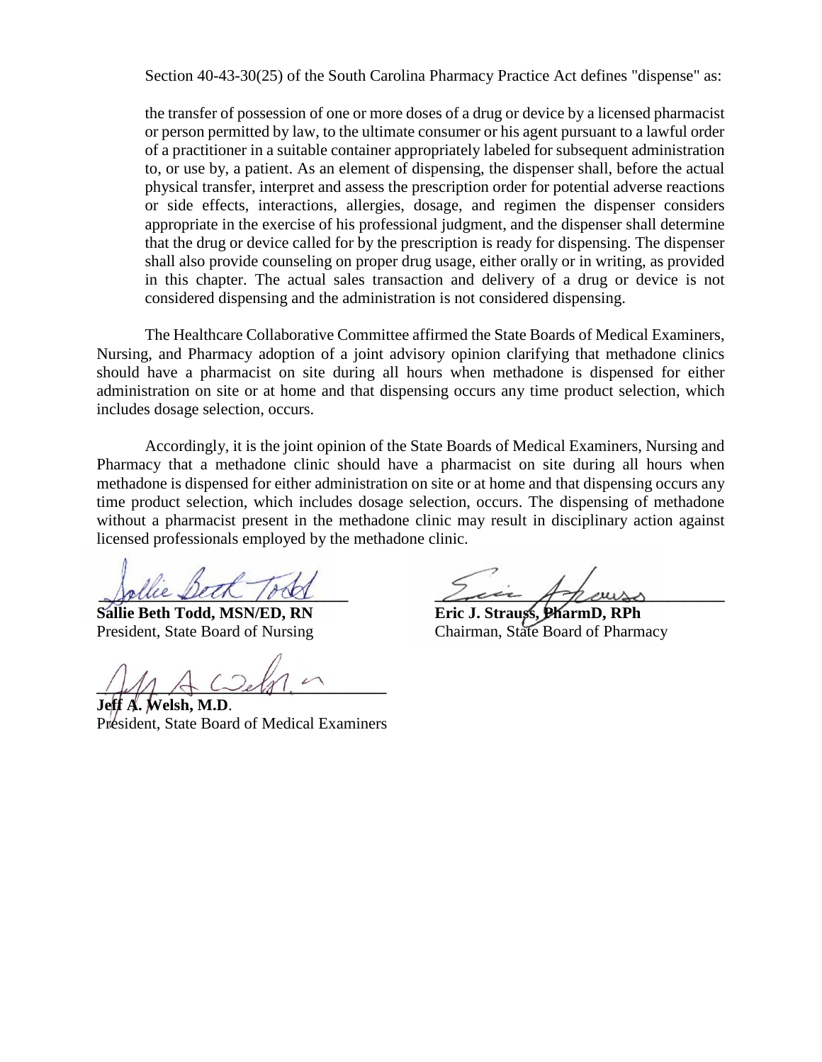Section 40-43-30(25) of the South Carolina Pharmacy Practice Act defines "dispense" as:

> the transfer of possession of one or more doses of a drug or device by a licensed pharmacist or person permitted by law, to the ultimate consumer or his agent pursuant to a lawful order of a practitioner in a suitable container appropriately labeled for subsequent administration to, or use by, a patient. As an element of dispensing, the dispenser shall, before the actual physical transfer, interpret and assess the prescription order for potential adverse reactions or side effects, interactions, allergies, dosage, and regimen the dispenser considers appropriate in the exercise of his professional judgment, and the dispenser shall determine that the drug or device called for by the prescription is ready for dispensing. The dispenser shall also provide counseling on proper drug usage, either orally or in writing, as provided in this chapter. The actual sales transaction and delivery of a drug or device is not considered dispensing and the administration is not considered dispensing.

The Healthcare Collaborative Committee affirmed the State Boards of Medical Examiners, Nursing, and Pharmacy adoption of a joint advisory opinion clarifying that methadone clinics should have a pharmacist on site during all hours when methadone is dispensed for either administration on site or at home and that dispensing occurs any time product selection, which includes dosage selection, occurs.

Accordingly, it is the joint opinion of the State Boards of Medical Examiners, Nursing and Pharmacy that a methadone clinic should have a pharmacist on site during all hours when methadone is dispensed for either administration on site or at home and that dispensing occurs any time product selection, which includes dosage selection, occurs. The dispensing of methadone without a pharmacist present in the methadone clinic may result in disciplinary action against licensed professionals employed by the methadone clinic.

**Sallie Beth Todd, MSN/ED, RN**
President, State Board of Nursing

**Eric J. Strauss, PharmD, RPh**
Chairman, State Board of Pharmacy

**Jeff A. Welsh, M.D**.
President, State Board of Medical Examiners